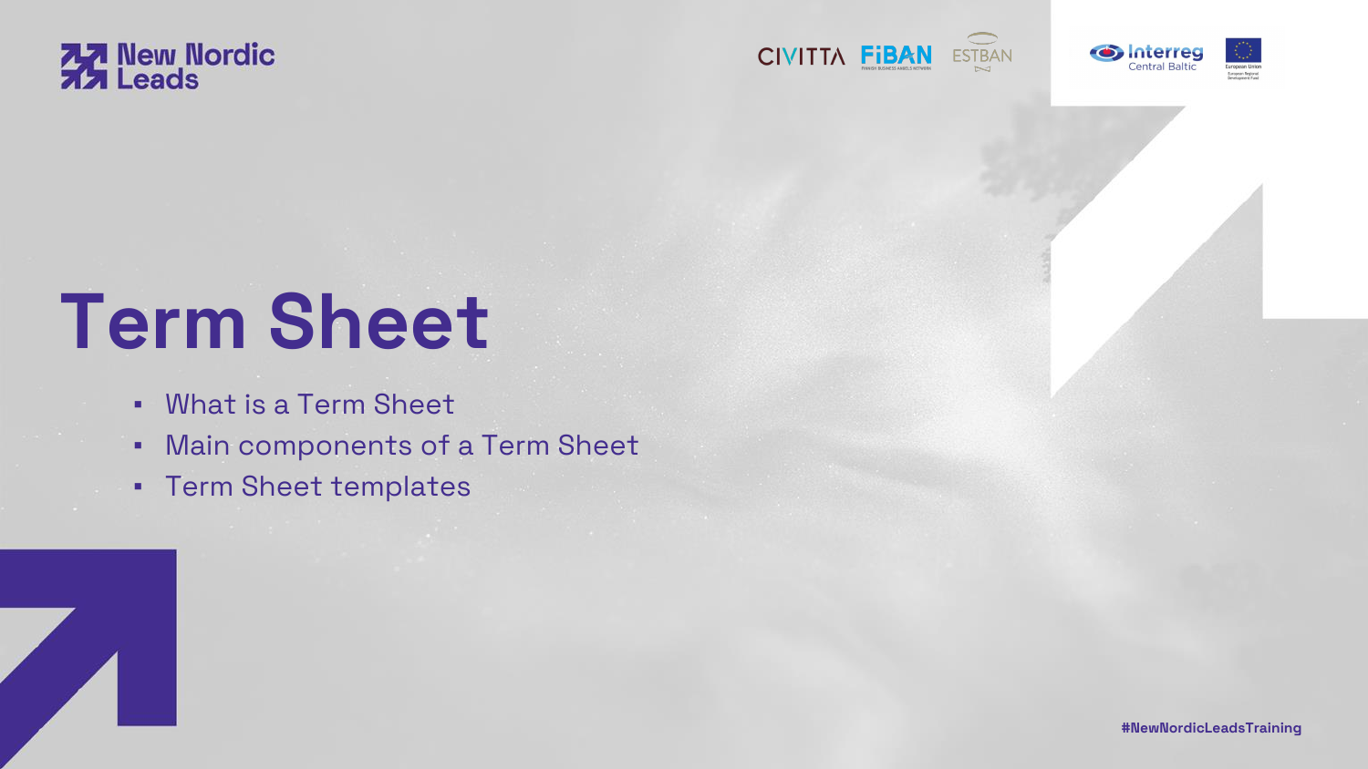# Term Sheet

- What is a Term Sheet
- Main components of a Term Sheet
- Term Sheet templates

#NewNordicLeadsTraining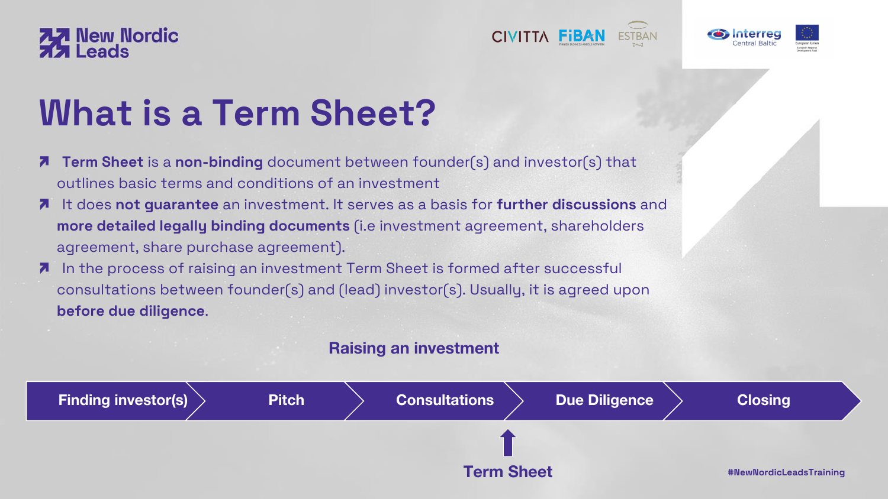# What is a Term Sheet?

- **Term Sheet** is a **non-binding** document between founder(s) and investor(s) that outlines basic terms and conditions of an investment
- It does **not guarantee** an investment. It serves as a basis for **further discussions** and **more detailed legally binding documents** (i.e investment agreement, shareholders agreement, share purchase agreement).
- In the process of raising an investment Term Sheet is formed after successful consultations between founder(s) and (lead) investor(s). Usually, it is agreed upon **before due diligence**.

**Raising an investment**

Finding investor(s) → Pitch → Consultations → Due Diligence → Closing

↑ **Term Sheet** (between Consultations and Due Diligence)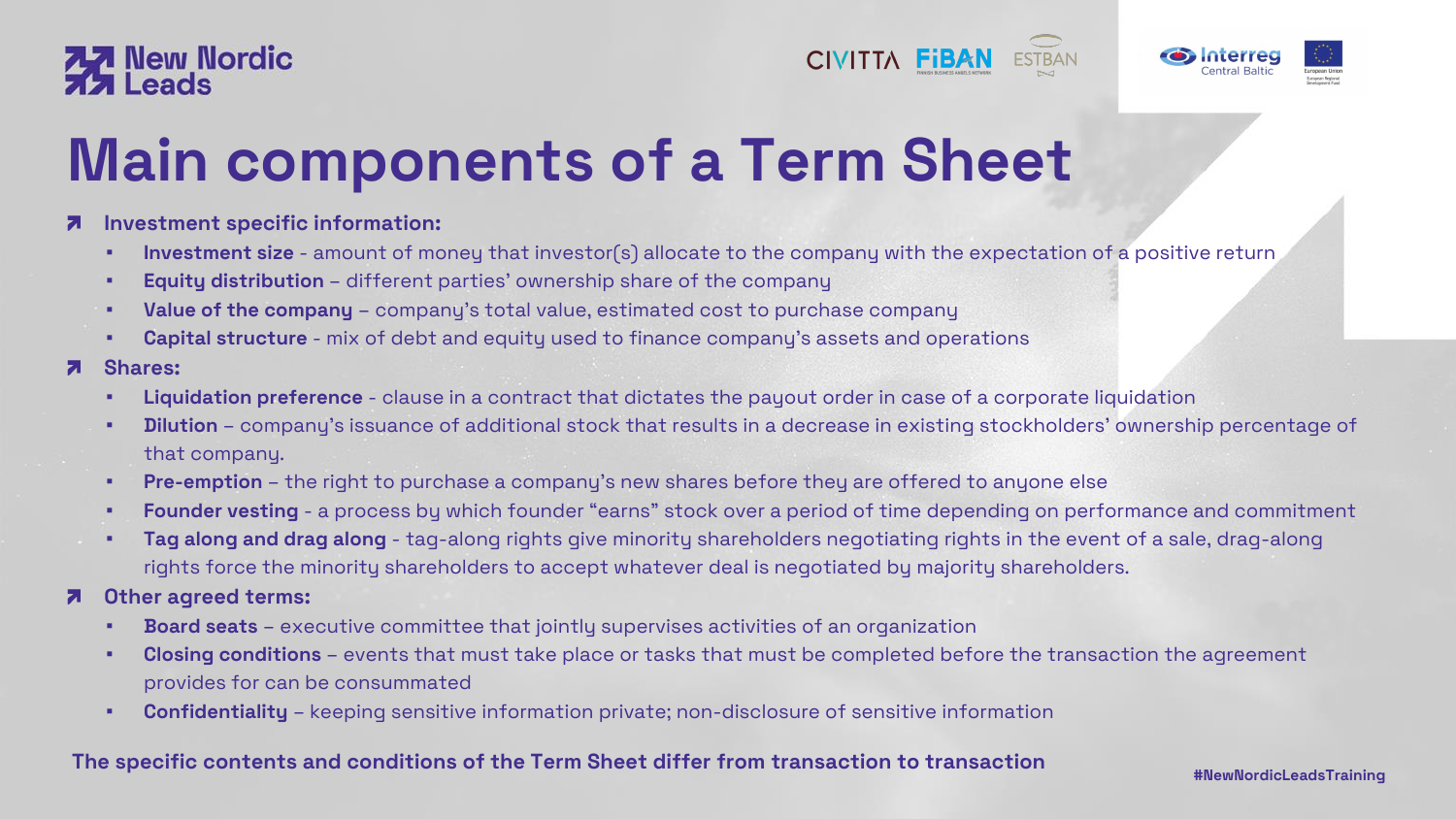# Main components of a Term Sheet

- **Investment specific information:**
  - **Investment size** - amount of money that investor(s) allocate to the company with the expectation of a positive return
  - **Equity distribution** – different parties' ownership share of the company
  - **Value of the company** – company's total value, estimated cost to purchase company
  - **Capital structure** - mix of debt and equity used to finance company's assets and operations
- **Shares:**
  - **Liquidation preference** - clause in a contract that dictates the payout order in case of a corporate liquidation
  - **Dilution** – company's issuance of additional stock that results in a decrease in existing stockholders' ownership percentage of that company.
  - **Pre-emption** – the right to purchase a company's new shares before they are offered to anyone else
  - **Founder vesting** - a process by which founder "earns" stock over a period of time depending on performance and commitment
  - **Tag along and drag along** - tag-along rights give minority shareholders negotiating rights in the event of a sale, drag-along rights force the minority shareholders to accept whatever deal is negotiated by majority shareholders.
- **Other agreed terms:**
  - **Board seats** – executive committee that jointly supervises activities of an organization
  - **Closing conditions** – events that must take place or tasks that must be completed before the transaction the agreement provides for can be consummated
  - **Confidentiality** – keeping sensitive information private; non-disclosure of sensitive information

**The specific contents and conditions of the Term Sheet differ from transaction to transaction**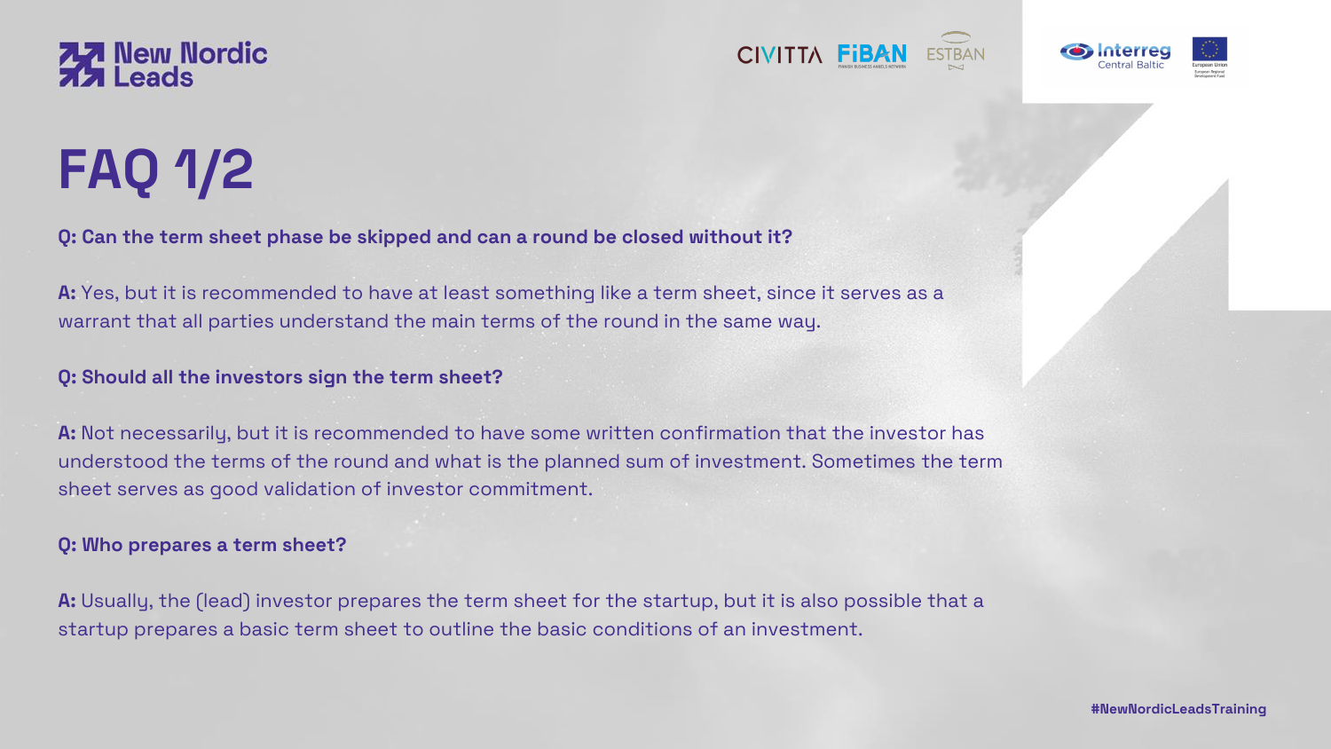# FAQ 1/2

**Q: Can the term sheet phase be skipped and can a round be closed without it?**

**A:** Yes, but it is recommended to have at least something like a term sheet, since it serves as a warrant that all parties understand the main terms of the round in the same way.

**Q: Should all the investors sign the term sheet?**

**A:** Not necessarily, but it is recommended to have some written confirmation that the investor has understood the terms of the round and what is the planned sum of investment. Sometimes the term sheet serves as good validation of investor commitment.

**Q: Who prepares a term sheet?**

**A:** Usually, the (lead) investor prepares the term sheet for the startup, but it is also possible that a startup prepares a basic term sheet to outline the basic conditions of an investment.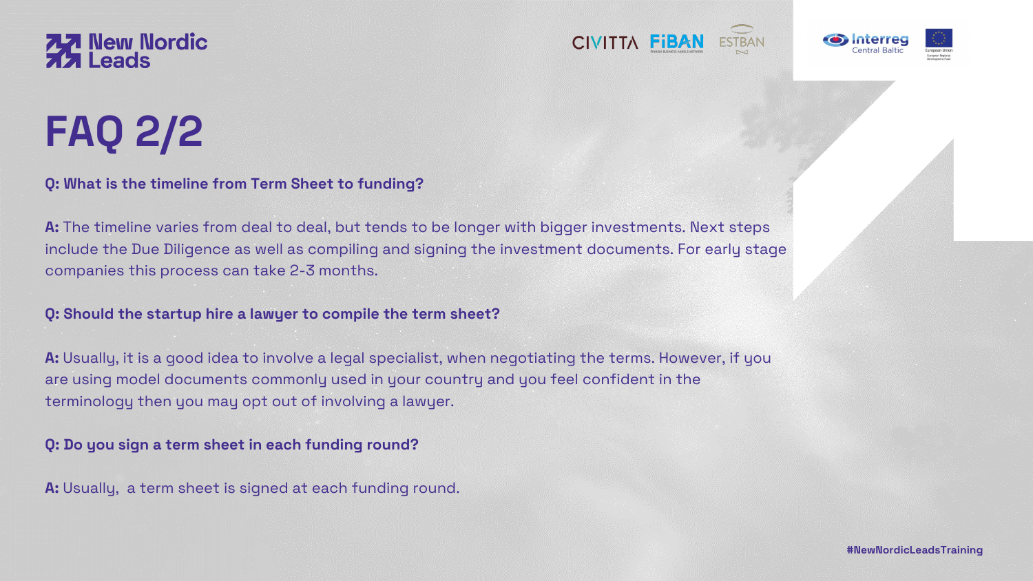# FAQ 2/2

**Q: What is the timeline from Term Sheet to funding?**

**A:** The timeline varies from deal to deal, but tends to be longer with bigger investments. Next steps include the Due Diligence as well as compiling and signing the investment documents. For early stage companies this process can take 2-3 months.

**Q: Should the startup hire a lawyer to compile the term sheet?**

**A:** Usually, it is a good idea to involve a legal specialist, when negotiating the terms. However, if you are using model documents commonly used in your country and you feel confident in the terminology then you may opt out of involving a lawyer.

**Q: Do you sign a term sheet in each funding round?**

**A:** Usually, a term sheet is signed at each funding round.

#NewNordicLeadsTraining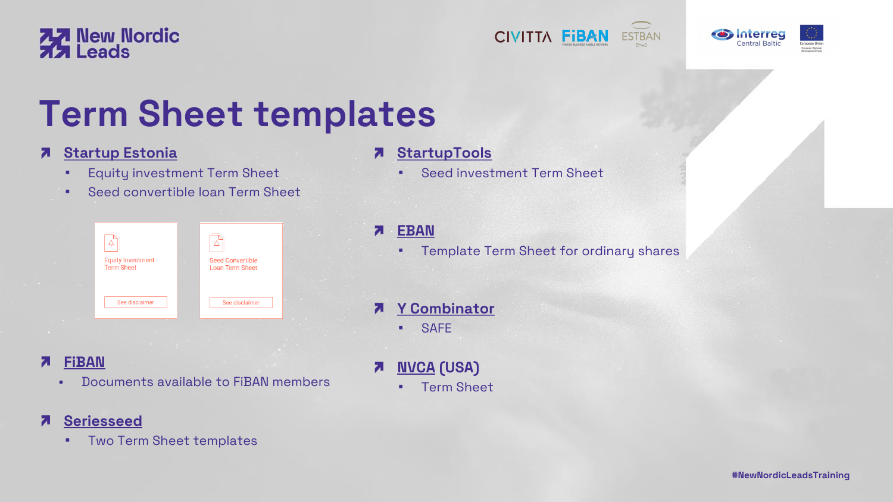# Term Sheet templates

- **Startup Estonia**
  - Equity investment Term Sheet
  - Seed convertible loan Term Sheet

Equity Investment Term Sheet — See disclaimer

Seed Convertible Loan Term Sheet — See disclaimer

- **FiBAN**
  - Documents available to FiBAN members
- **Seriesseed**
  - Two Term Sheet templates
- **StartupTools**
  - Seed investment Term Sheet
- **EBAN**
  - Template Term Sheet for ordinary shares
- **Y Combinator**
  - SAFE
- **NVCA (USA)**
  - Term Sheet

#NewNordicLeadsTraining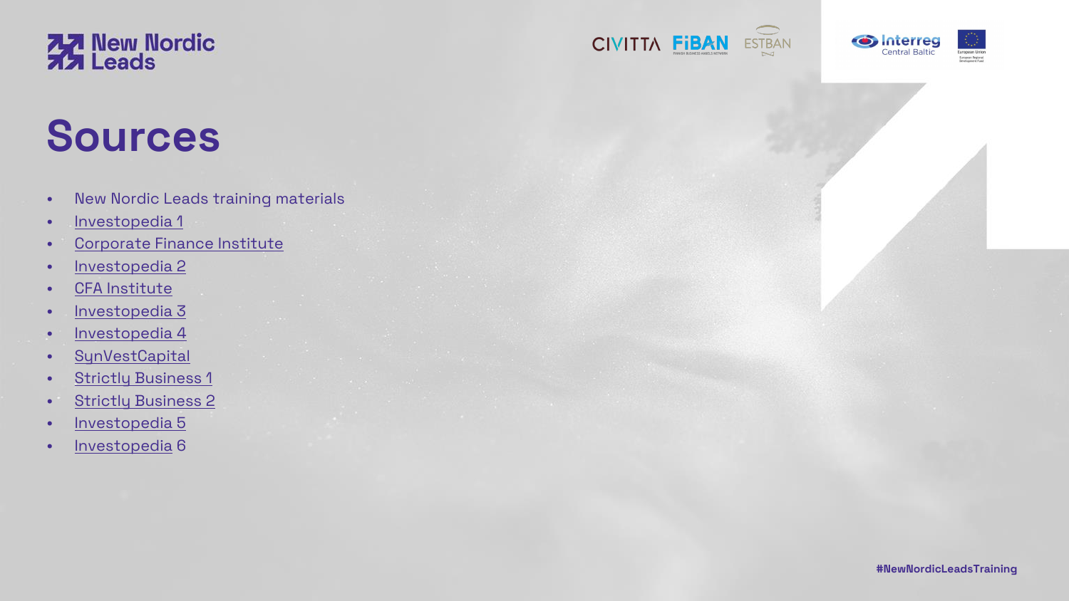# Sources

- New Nordic Leads training materials
- Investopedia 1
- Corporate Finance Institute
- Investopedia 2
- CFA Institute
- Investopedia 3
- Investopedia 4
- SynVestCapital
- Strictly Business 1
- Strictly Business 2
- Investopedia 5
- Investopedia 6

#NewNordicLeadsTraining